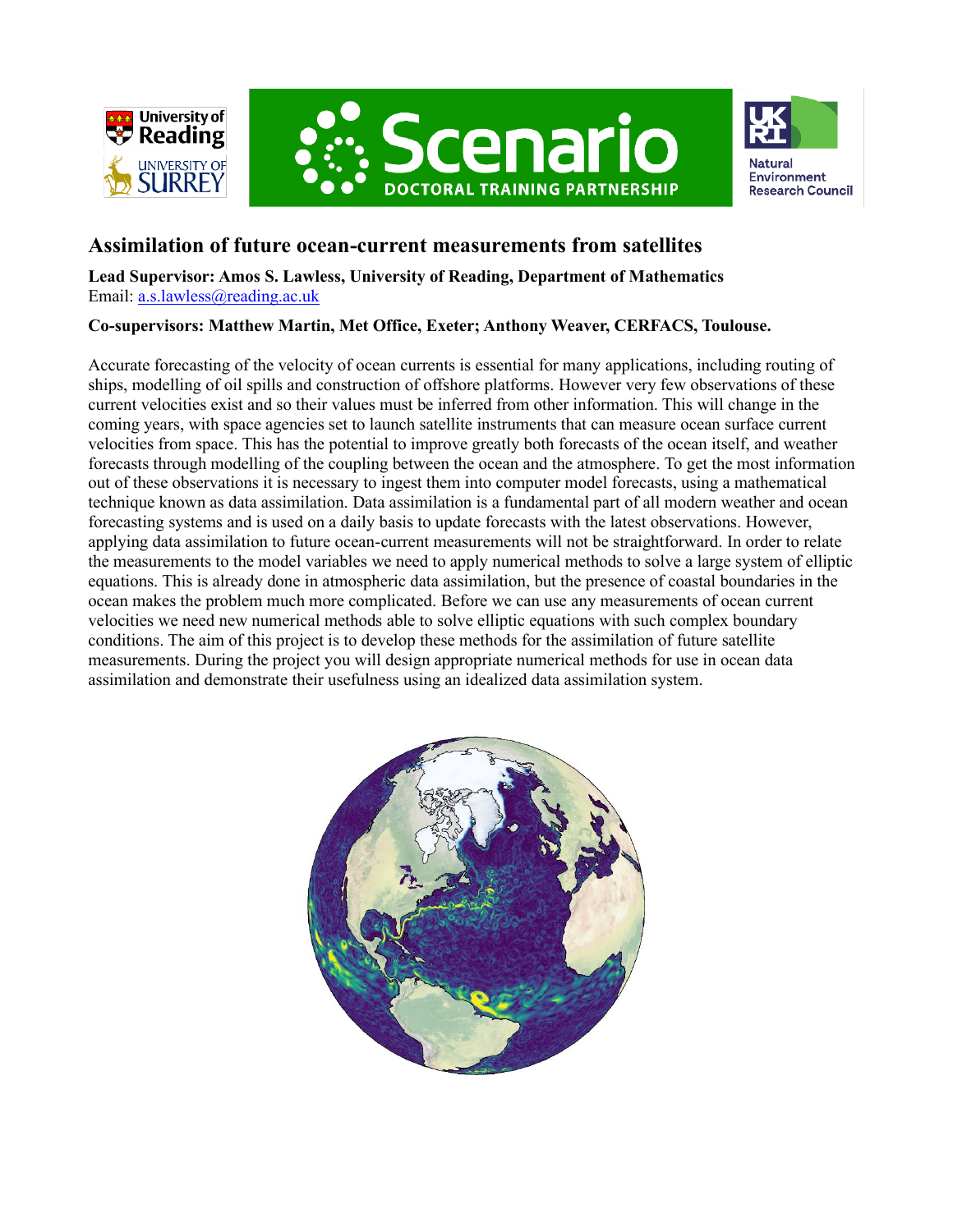# Assimilation of future ocean-current measurements from satellites

**Lead Supervisor: Amos S. Lawless, University of Reading, Department of Mathematics**
Email: [a.s.lawless@reading.ac.uk](mailto:a.s.lawless@reading.ac.uk)

**Co-supervisors: Matthew Martin, Met Office, Exeter; Anthony Weaver, CERFACS, Toulouse.**

Accurate forecasting of the velocity of ocean currents is essential for many applications, including routing of ships, modelling of oil spills and construction of offshore platforms. However very few observations of these current velocities exist and so their values must be inferred from other information. This will change in the coming years, with space agencies set to launch satellite instruments that can measure ocean surface current velocities from space. This has the potential to improve greatly both forecasts of the ocean itself, and weather forecasts through modelling of the coupling between the ocean and the atmosphere. To get the most information out of these observations it is necessary to ingest them into computer model forecasts, using a mathematical technique known as data assimilation. Data assimilation is a fundamental part of all modern weather and ocean forecasting systems and is used on a daily basis to update forecasts with the latest observations. However, applying data assimilation to future ocean-current measurements will not be straightforward. In order to relate the measurements to the model variables we need to apply numerical methods to solve a large system of elliptic equations. This is already done in atmospheric data assimilation, but the presence of coastal boundaries in the ocean makes the problem much more complicated. Before we can use any measurements of ocean current velocities we need new numerical methods able to solve elliptic equations with such complex boundary conditions. The aim of this project is to develop these methods for the assimilation of future satellite measurements. During the project you will design appropriate numerical methods for use in ocean data assimilation and demonstrate their usefulness using an idealized data assimilation system.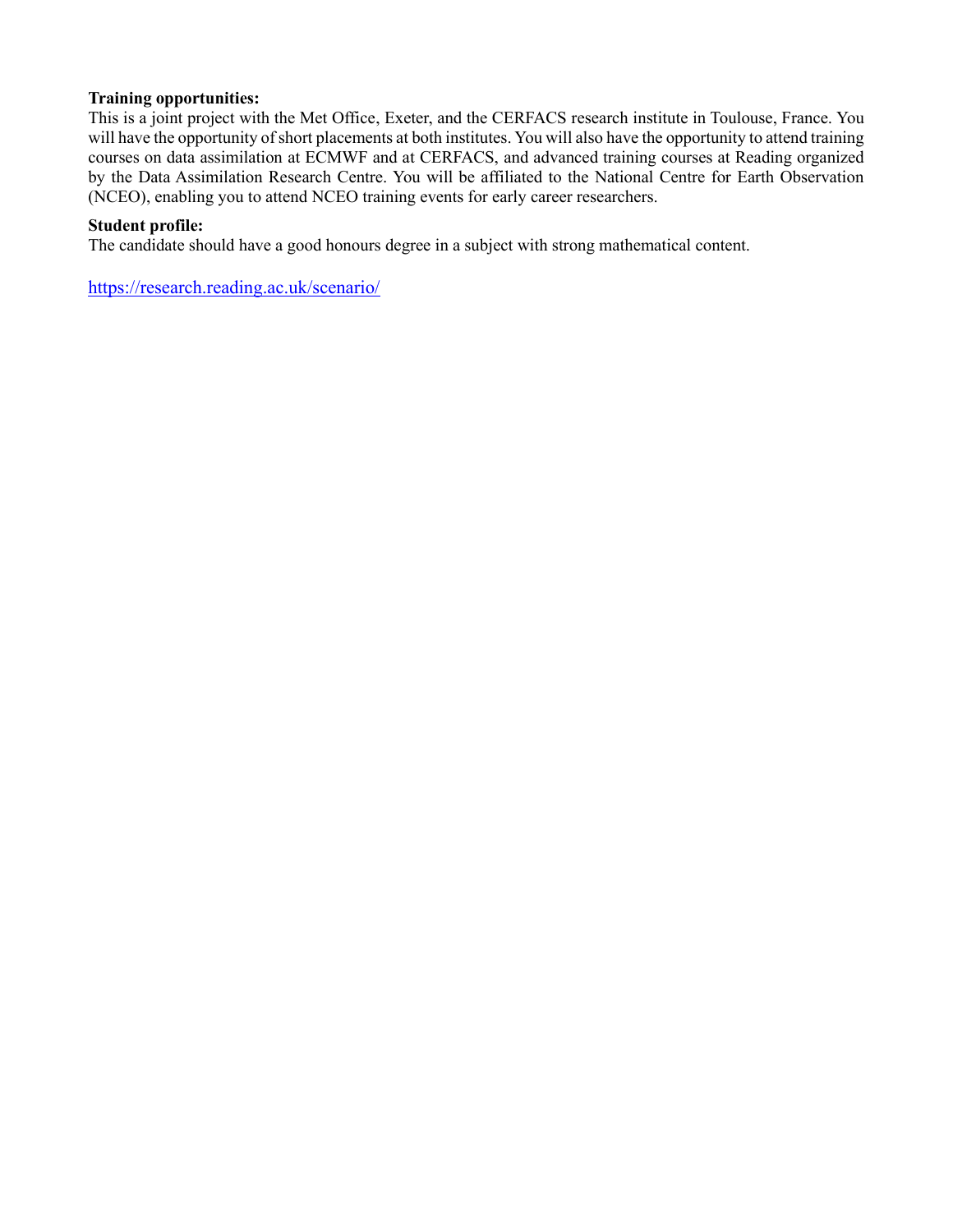**Training opportunities:**
This is a joint project with the Met Office, Exeter, and the CERFACS research institute in Toulouse, France. You will have the opportunity of short placements at both institutes. You will also have the opportunity to attend training courses on data assimilation at ECMWF and at CERFACS, and advanced training courses at Reading organized by the Data Assimilation Research Centre. You will be affiliated to the National Centre for Earth Observation (NCEO), enabling you to attend NCEO training events for early career researchers.

**Student profile:**
The candidate should have a good honours degree in a subject with strong mathematical content.

https://research.reading.ac.uk/scenario/